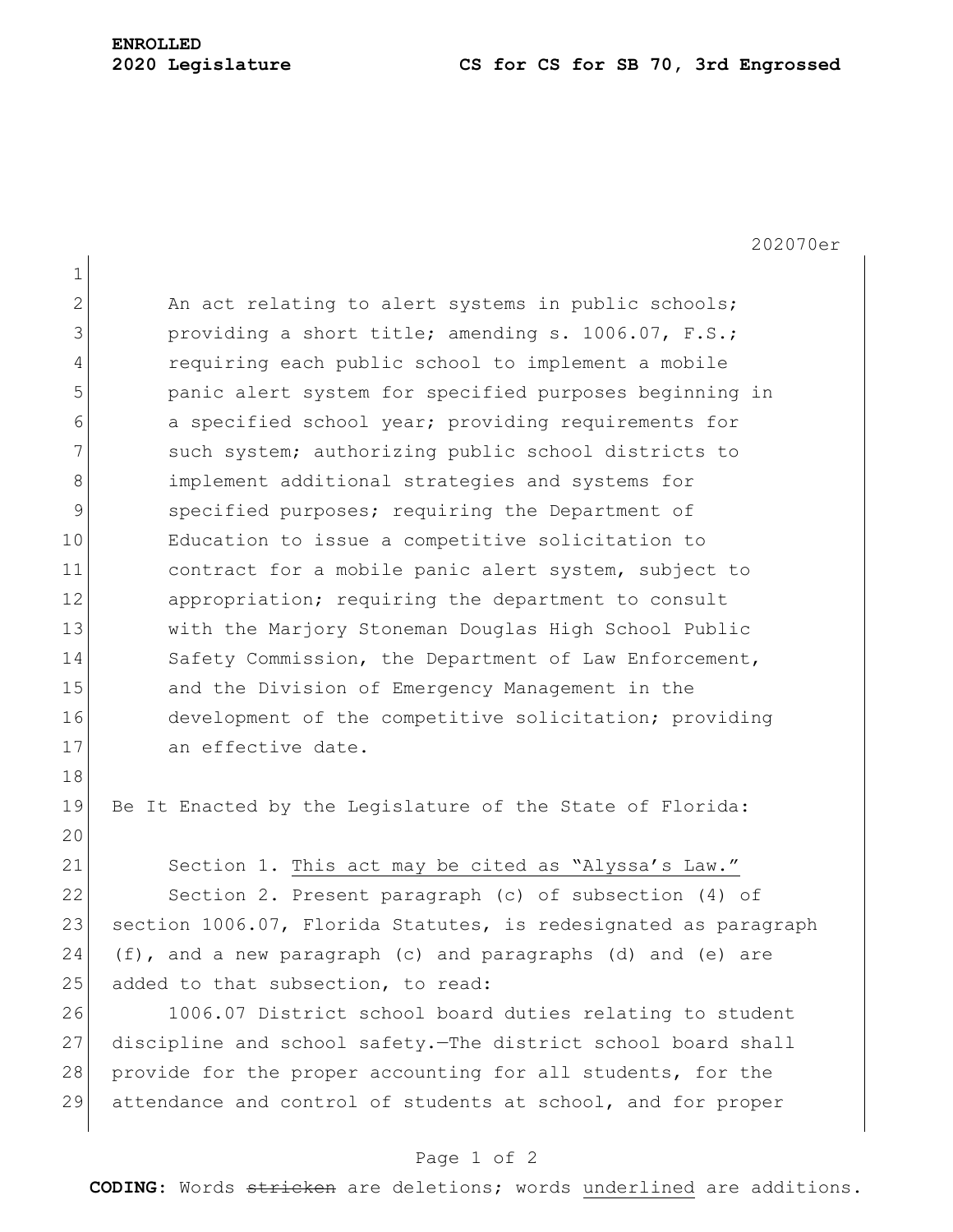202070er

An act relating to alert systems in public schools; providing a short title; amending s. 1006.07, F.S.; requiring each public school to implement a mobile panic alert system for specified purposes beginning in a specified school year; providing requirements for such system; authorizing public school districts to implement additional strategies and systems for specified purposes; requiring the Department of Education to issue a competitive solicitation to contract for a mobile panic alert system, subject to appropriation; requiring the department to consult with the Marjory Stoneman Douglas High School Public Safety Commission, the Department of Law Enforcement, and the Division of Emergency Management in the development of the competitive solicitation; providing an effective date.

Be It Enacted by the Legislature of the State of Florida:

Section 1. <u>This act may be cited as "Alyssa's Law."</u>

Section 2. Present paragraph (c) of subsection (4) of section 1006.07, Florida Statutes, is redesignated as paragraph (f), and a new paragraph (c) and paragraphs (d) and (e) are added to that subsection, to read:

1006.07 District school board duties relating to student discipline and school safety.—The district school board shall provide for the proper accounting for all students, for the attendance and control of students at school, and for proper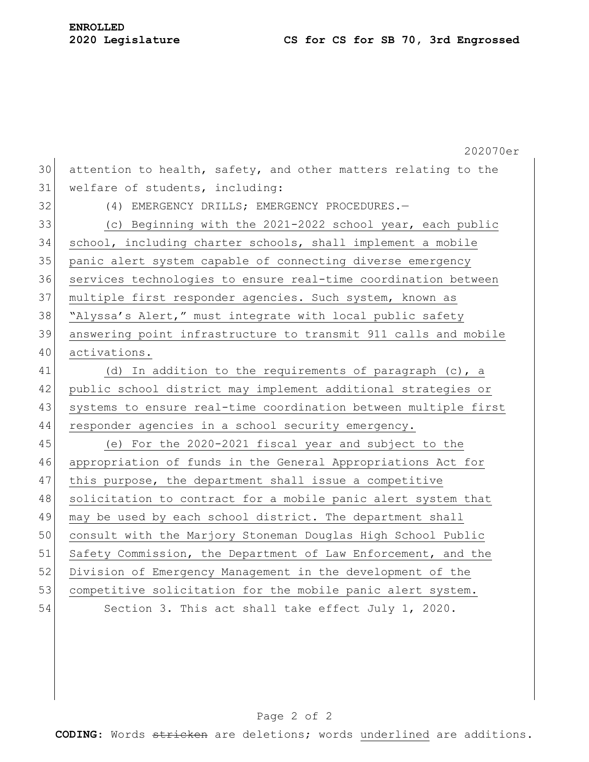attention to health, safety, and other matters relating to the welfare of students, including:

(4) EMERGENCY DRILLS; EMERGENCY PROCEDURES.—

(c) Beginning with the 2021-2022 school year, each public school, including charter schools, shall implement a mobile panic alert system capable of connecting diverse emergency services technologies to ensure real-time coordination between multiple first responder agencies. Such system, known as "Alyssa's Alert," must integrate with local public safety answering point infrastructure to transmit 911 calls and mobile activations.

(d) In addition to the requirements of paragraph (c), a public school district may implement additional strategies or systems to ensure real-time coordination between multiple first responder agencies in a school security emergency.

(e) For the 2020-2021 fiscal year and subject to the appropriation of funds in the General Appropriations Act for this purpose, the department shall issue a competitive solicitation to contract for a mobile panic alert system that may be used by each school district. The department shall consult with the Marjory Stoneman Douglas High School Public Safety Commission, the Department of Law Enforcement, and the Division of Emergency Management in the development of the competitive solicitation for the mobile panic alert system.

Section 3. This act shall take effect July 1, 2020.

**CODING:** Words ~~stricken~~ are deletions; words underlined are additions.